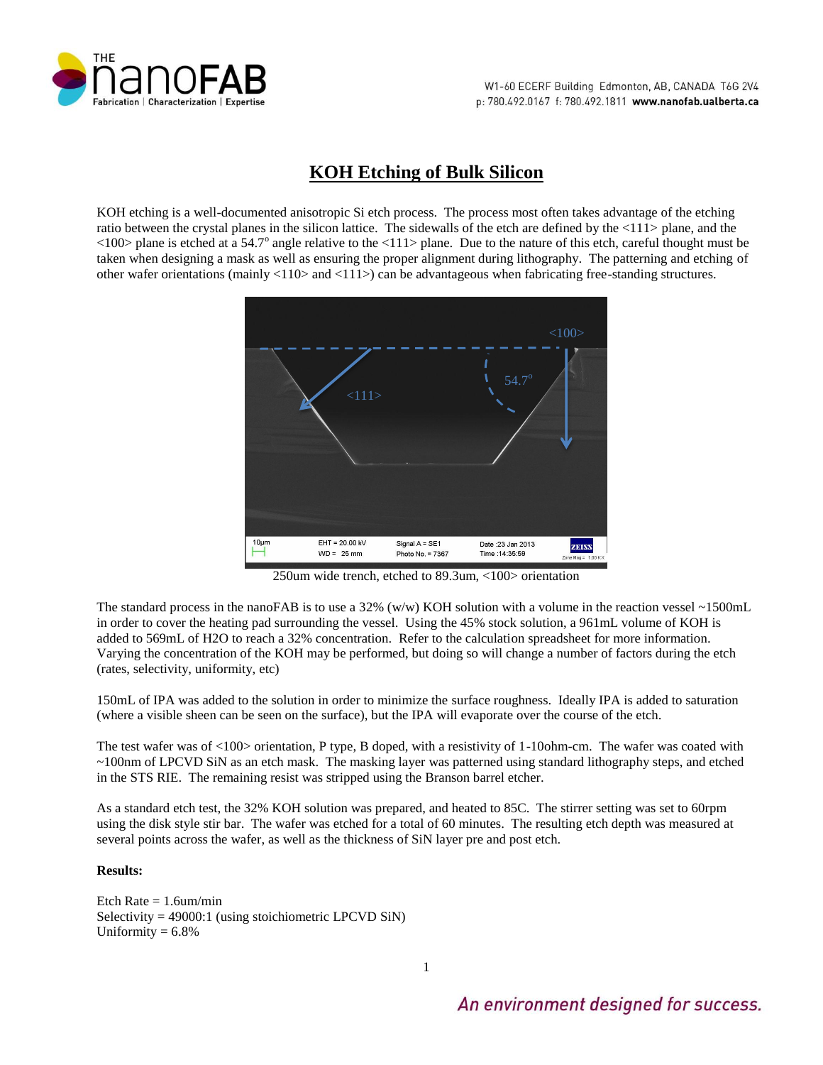# KOH Etching of Bulk Silicon

KOH etching is a well-documented anisotropic Si etch process. The process most often takes advantage of the etching ratio between the crystal planes in the silicon lattice. The sidewalls of the etch are defined by the <111> plane, and the <100> plane is etched at a 54.7° angle relative to the <111> plane. Due to the nature of this etch, careful thought must be taken when designing a mask as well as ensuring the proper alignment during lithography. The patterning and etching of other wafer orientations (mainly <110> and <111>) can be advantageous when fabricating free-standing structures.

250um wide trench, etched to 89.3um, <100> orientation

The standard process in the nanoFAB is to use a 32% (w/w) KOH solution with a volume in the reaction vessel ~1500mL in order to cover the heating pad surrounding the vessel. Using the 45% stock solution, a 961mL volume of KOH is added to 569mL of $H_2O$ to reach a 32% concentration. Refer to the calculation spreadsheet for more information. Varying the concentration of the KOH may be performed, but doing so will change a number of factors during the etch (rates, selectivity, uniformity, etc)

150mL of IPA was added to the solution in order to minimize the surface roughness. Ideally IPA is added to saturation (where a visible sheen can be seen on the surface), but the IPA will evaporate over the course of the etch.

The test wafer was of <100> orientation, P type, B doped, with a resistivity of 1-10ohm-cm. The wafer was coated with ~100nm of LPCVD SiN as an etch mask. The masking layer was patterned using standard lithography steps, and etched in the STS RIE. The remaining resist was stripped using the Branson barrel etcher.

As a standard etch test, the 32% KOH solution was prepared, and heated to 85C. The stirrer setting was set to 60rpm using the disk style stir bar. The wafer was etched for a total of 60 minutes. The resulting etch depth was measured at several points across the wafer, as well as the thickness of SiN layer pre and post etch.

**Results:**

Etch Rate = 1.6um/min
Selectivity = 49000:1 (using stoichiometric LPCVD SiN)
Uniformity = 6.8%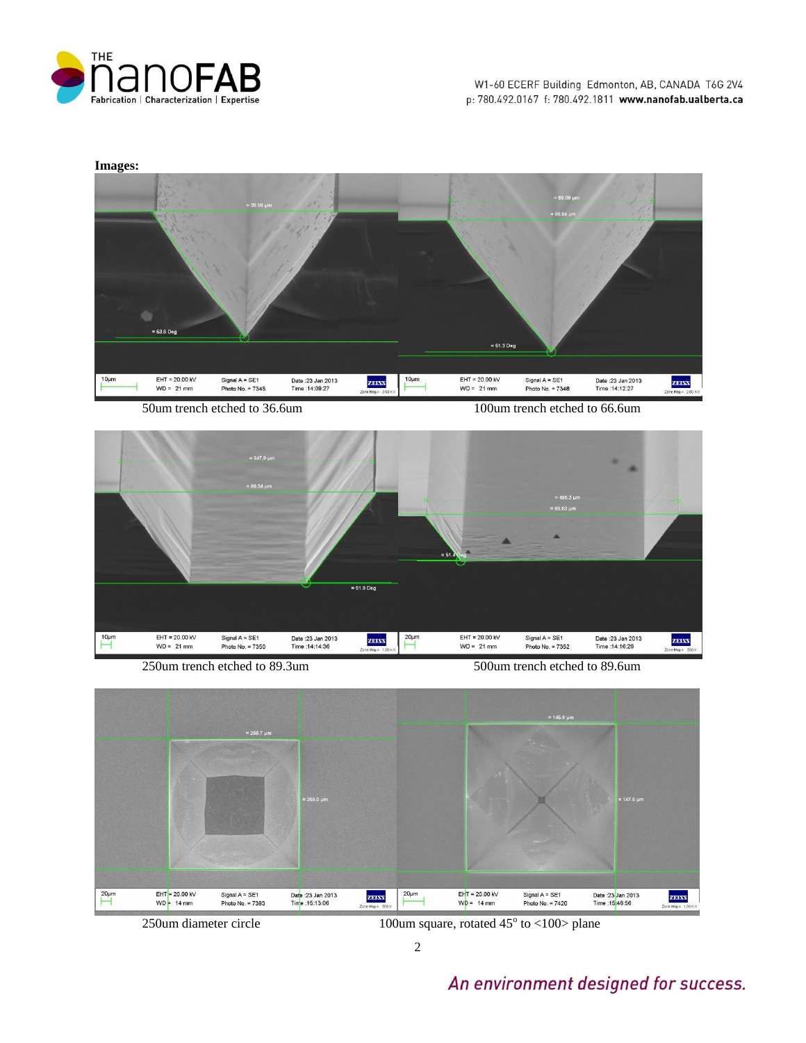**Images:**

50um trench etched to 36.6um

100um trench etched to 66.6um

250um trench etched to 89.3um

500um trench etched to 89.6um

250um diameter circle

100um square, rotated 45$^{o}$ to <100> plane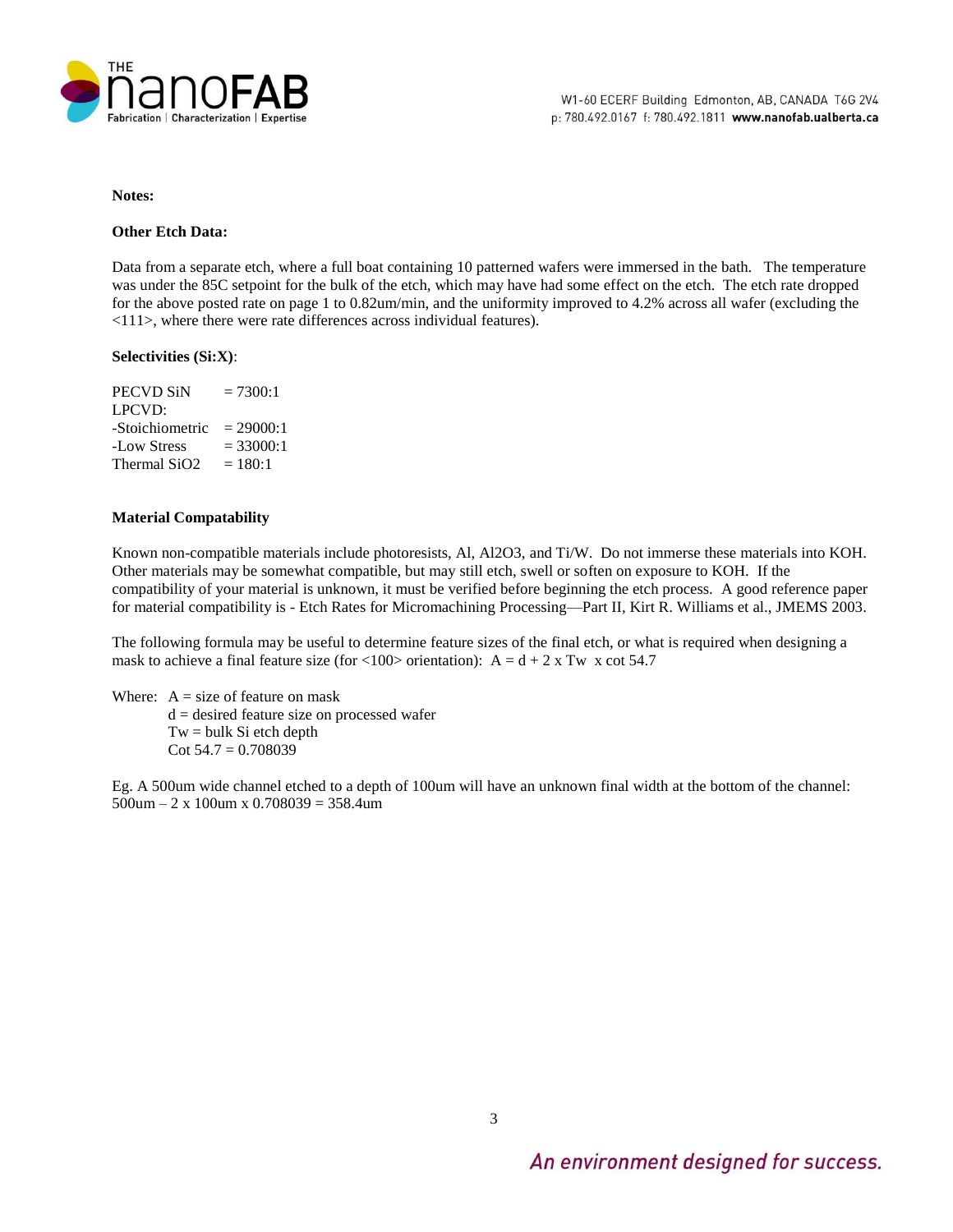**Notes:**

**Other Etch Data:**

Data from a separate etch, where a full boat containing 10 patterned wafers were immersed in the bath. The temperature was under the 85C setpoint for the bulk of the etch, which may have had some effect on the etch. The etch rate dropped for the above posted rate on page 1 to 0.82um/min, and the uniformity improved to 4.2% across all wafer (excluding the <111>, where there were rate differences across individual features).

**Selectivities (Si:X)**:

PECVD SiN = 7300:1
LPCVD:
-Stoichiometric = 29000:1
-Low Stress = 33000:1
Thermal $SiO_2$ = 180:1

**Material Compatability**

Known non-compatible materials include photoresists, Al, $Al_2O_3$, and Ti/W. Do not immerse these materials into KOH. Other materials may be somewhat compatible, but may still etch, swell or soften on exposure to KOH. If the compatibility of your material is unknown, it must be verified before beginning the etch process. A good reference paper for material compatibility is - Etch Rates for Micromachining Processing—Part II, Kirt R. Williams et al., JMEMS 2003.

The following formula may be useful to determine feature sizes of the final etch, or what is required when designing a mask to achieve a final feature size (for <100> orientation): $A = d + 2 \times T_w \times \cot 54.7$

Where: A = size of feature on mask
d = desired feature size on processed wafer
$T_w$ = bulk Si etch depth
$\cot 54.7 = 0.708039$

Eg. A 500um wide channel etched to a depth of 100um will have an unknown final width at the bottom of the channel: 500um – 2 x 100um x 0.708039 = 358.4um